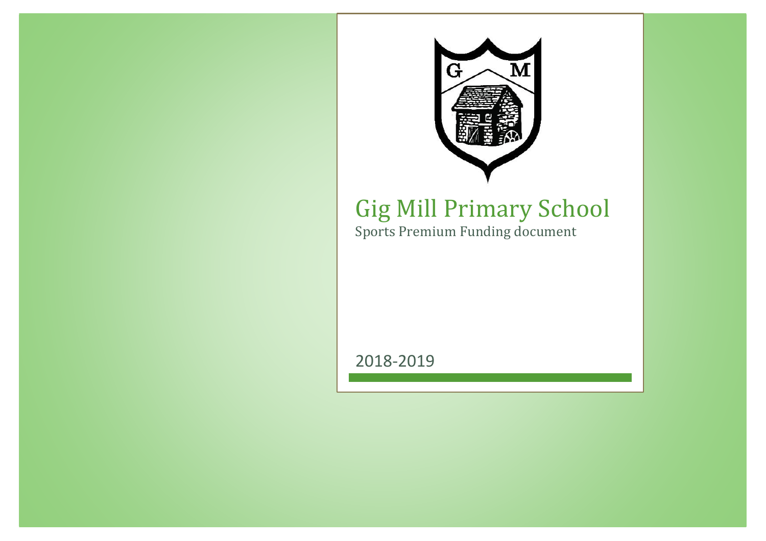# Gig Mill Primary School

Sports Premium Funding document

2018-2019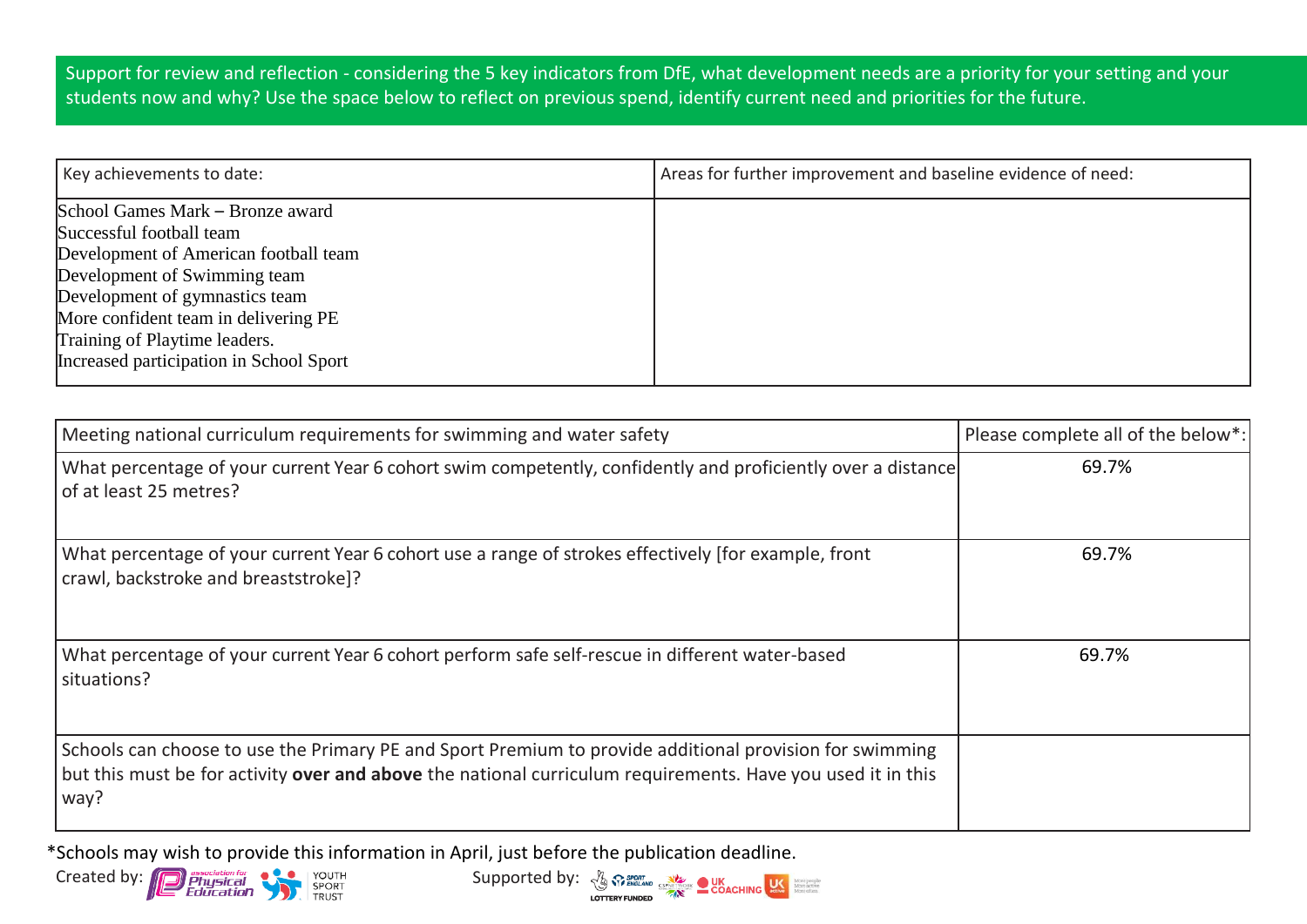Support for review and reflection - considering the 5 key indicators from DfE, what development needs are a priority for your setting and your students now and why? Use the space below to reflect on previous spend, identify current need and priorities for the future.

| Key achievements to date: | Areas for further improvement and baseline evidence of need: |
|---|---|
| School Games Mark – Bronze award<br>Successful football team<br>Development of American football team<br>Development of Swimming team<br>Development of gymnastics team<br>More confident team in delivering PE<br>Training of Playtime leaders.<br>Increased participation in School Sport | |

| Meeting national curriculum requirements for swimming and water safety | Please complete all of the below*: |
|---|---|
| What percentage of your current Year 6 cohort swim competently, confidently and proficiently over a distance of at least 25 metres? | 69.7% |
| What percentage of your current Year 6 cohort use a range of strokes effectively [for example, front crawl, backstroke and breaststroke]? | 69.7% |
| What percentage of your current Year 6 cohort perform safe self-rescue in different water-based situations? | 69.7% |
| Schools can choose to use the Primary PE and Sport Premium to provide additional provision for swimming but this must be for activity **over and above** the national curriculum requirements. Have you used it in this way? | |

*Schools may wish to provide this information in April, just before the publication deadline.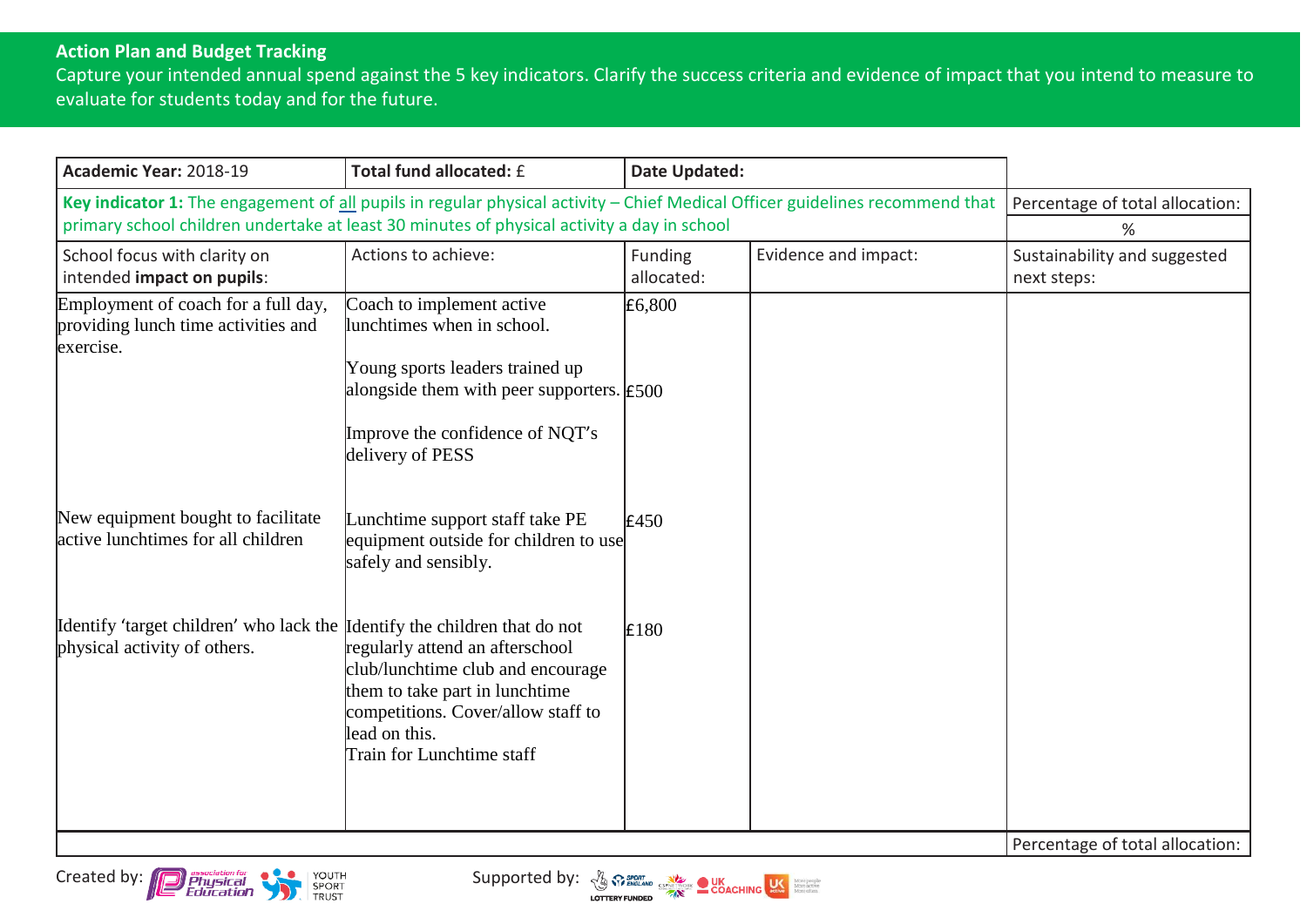## Action Plan and Budget Tracking

Capture your intended annual spend against the 5 key indicators. Clarify the success criteria and evidence of impact that you intend to measure to evaluate for students today and for the future.

| **Academic Year:** 2018-19 | **Total fund allocated:** £ | **Date Updated:** | | |
|---|---|---|---|---|
| **Key indicator 1:** The engagement of all pupils in regular physical activity – Chief Medical Officer guidelines recommend that primary school children undertake at least 30 minutes of physical activity a day in school | | | | Percentage of total allocation: % |
| School focus with clarity on intended **impact on pupils**: | Actions to achieve: | Funding allocated: | Evidence and impact: | Sustainability and suggested next steps: |
| Employment of coach for a full day, providing lunch time activities and exercise. | Coach to implement active lunchtimes when in school. | £6,800 | | |
| | Young sports leaders trained up alongside them with peer supporters. | £500 | | |
| | Improve the confidence of NQT's delivery of PESS | | | |
| New equipment bought to facilitate active lunchtimes for all children | Lunchtime support staff take PE equipment outside for children to use safely and sensibly. | £450 | | |
| Identify 'target children' who lack the physical activity of others. | Identify the children that do not regularly attend an afterschool club/lunchtime club and encourage them to take part in lunchtime competitions. Cover/allow staff to lead on this. Train for Lunchtime staff | £180 | | |
| | | | | Percentage of total allocation: |

Created by: Association for Physical Education, Youth Sport Trust

Supported by: Sport England, CSPN, UK Coaching, UK Active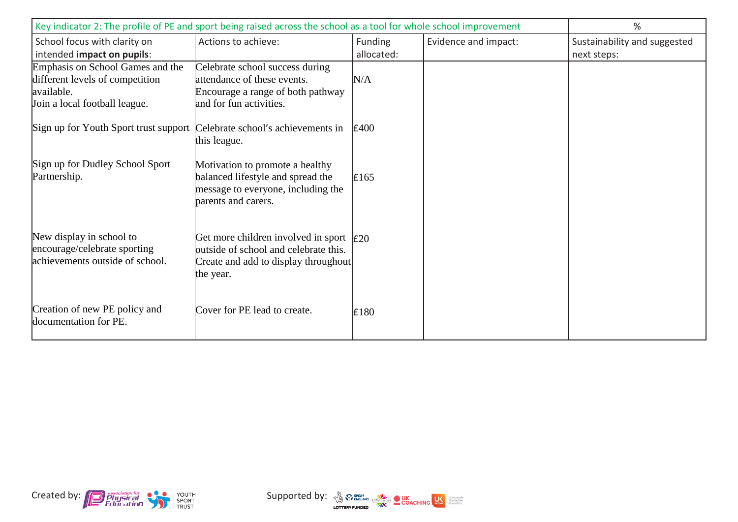| Key indicator 2: The profile of PE and sport being raised across the school as a tool for whole school improvement | | | | % |
|---|---|---|---|---|
| School focus with clarity on intended **impact on pupils**: | Actions to achieve: | Funding allocated: | Evidence and impact: | Sustainability and suggested next steps: |
| Emphasis on School Games and the different levels of competition available.<br>Join a local football league. | Celebrate school success during attendance of these events.<br>Encourage a range of both pathway and for fun activities. | N/A | | |
| Sign up for Youth Sport trust support | Celebrate school's achievements in this league. | £400 | | |
| Sign up for Dudley School Sport Partnership. | Motivation to promote a healthy balanced lifestyle and spread the message to everyone, including the parents and carers. | £165 | | |
| New display in school to encourage/celebrate sporting achievements outside of school. | Get more children involved in sport outside of school and celebrate this.<br>Create and add to display throughout the year. | £20 | | |
| Creation of new PE policy and documentation for PE. | Cover for PE lead to create. | £180 | | |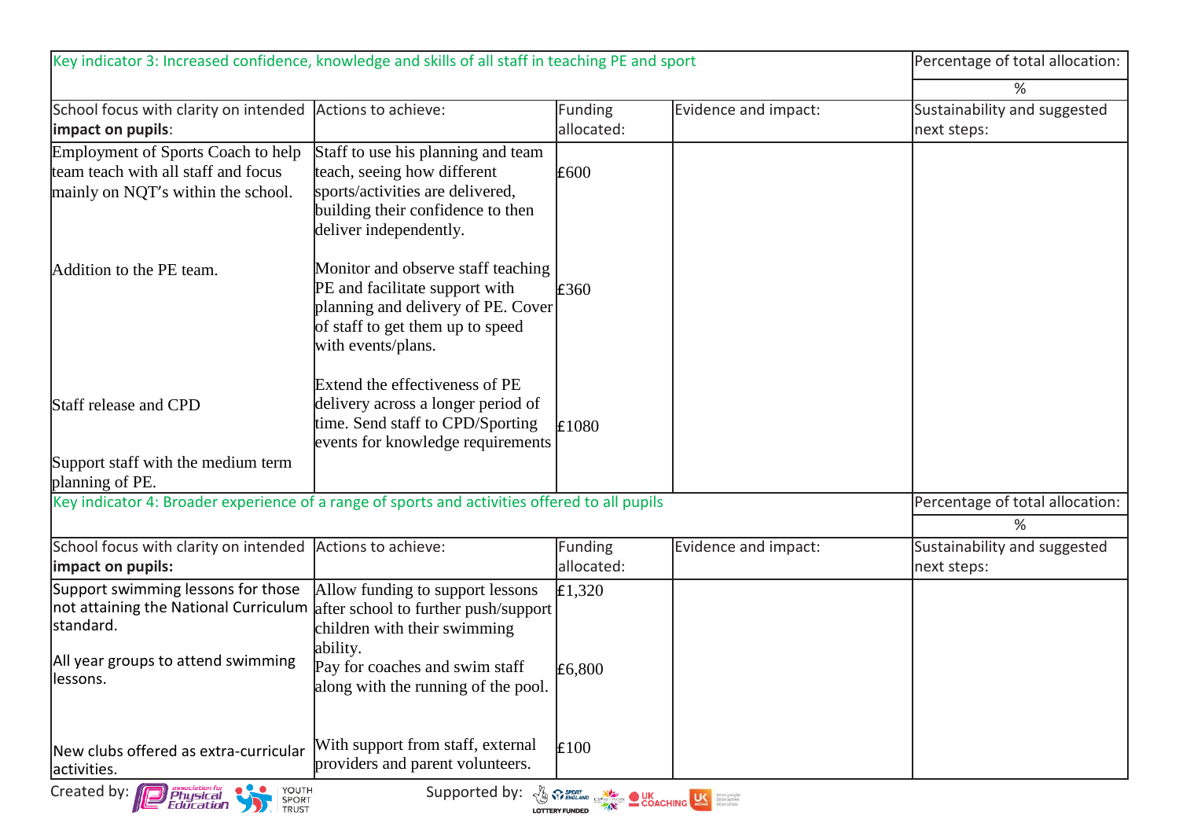| Key indicator 3: Increased confidence, knowledge and skills of all staff in teaching PE and sport | | | | Percentage of total allocation: |
|---|---|---|---|---|
| | | | | % |
| School focus with clarity on intended **impact on pupils**: | Actions to achieve: | Funding allocated: | Evidence and impact: | Sustainability and suggested next steps: |
| Employment of Sports Coach to help team teach with all staff and focus mainly on NQT's within the school. | Staff to use his planning and team teach, seeing how different sports/activities are delivered, building their confidence to then deliver independently. | £600 | | |
| Addition to the PE team. | Monitor and observe staff teaching PE and facilitate support with planning and delivery of PE. Cover of staff to get them up to speed with events/plans. | £360 | | |
| Staff release and CPD<br><br>Support staff with the medium term planning of PE. | Extend the effectiveness of PE delivery across a longer period of time. Send staff to CPD/Sporting events for knowledge requirements | £1080 | | |

| Key indicator 4: Broader experience of a range of sports and activities offered to all pupils | | | | Percentage of total allocation: |
|---|---|---|---|---|
| | | | | % |
| School focus with clarity on intended **impact on pupils:** | Actions to achieve: | Funding allocated: | Evidence and impact: | Sustainability and suggested next steps: |
| Support swimming lessons for those not attaining the National Curriculum standard. | Allow funding to support lessons after school to further push/support children with their swimming ability. | £1,320 | | |
| All year groups to attend swimming lessons. | Pay for coaches and swim staff along with the running of the pool. | £6,800 | | |
| New clubs offered as extra-curricular activities. | With support from staff, external providers and parent volunteers. | £100 | | |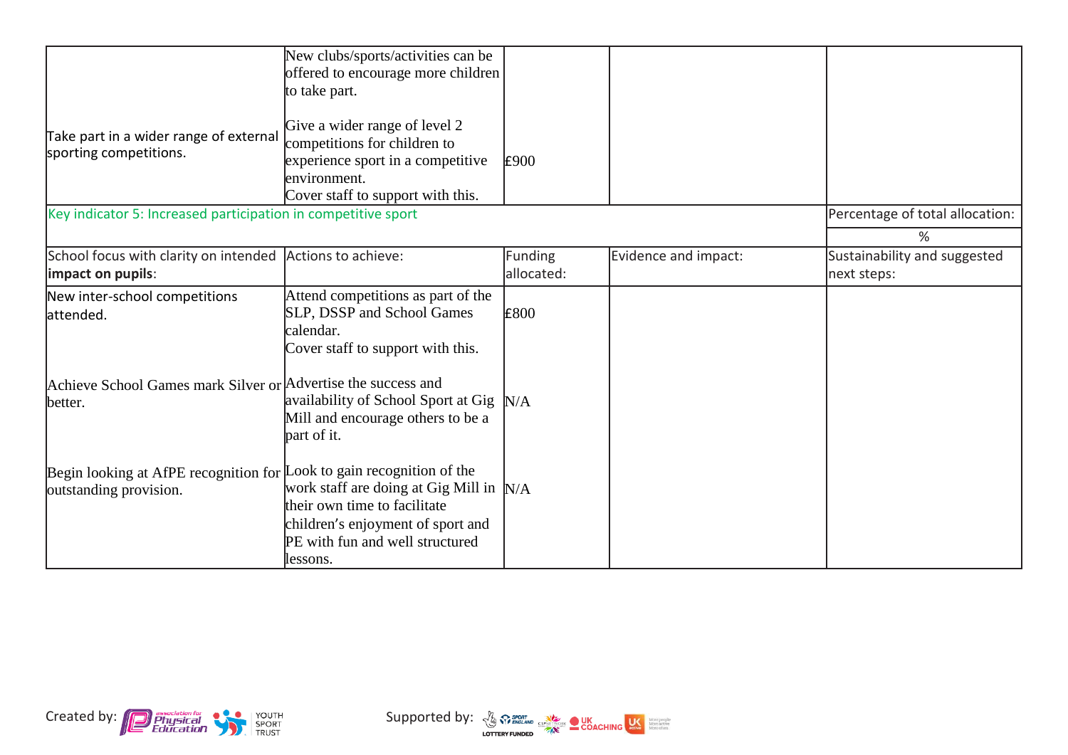| | | | | |
|---|---|---|---|---|
| Take part in a wider range of external sporting competitions. | New clubs/sports/activities can be offered to encourage more children to take part.<br><br>Give a wider range of level 2 competitions for children to experience sport in a competitive environment.<br>Cover staff to support with this. | £900 | | |
| Key indicator 5: Increased participation in competitive sport | | | | Percentage of total allocation: |
| | | | | % |
| School focus with clarity on intended **impact on pupils**: | Actions to achieve: | Funding allocated: | Evidence and impact: | Sustainability and suggested next steps: |
| New inter-school competitions attended.<br><br>Achieve School Games mark Silver or better.<br><br>Begin looking at AfPE recognition for outstanding provision. | Attend competitions as part of the SLP, DSSP and School Games calendar.<br>Cover staff to support with this.<br><br>Advertise the success and availability of School Sport at Gig Mill and encourage others to be a part of it.<br><br>Look to gain recognition of the work staff are doing at Gig Mill in their own time to facilitate children's enjoyment of sport and PE with fun and well structured lessons. | £800<br><br>N/A<br><br>N/A | | |

Created by: association for Physical Education, YOUTH SPORT TRUST

Supported by: SPORT ENGLAND, LOTTERY FUNDED, UK COACHING, UK active